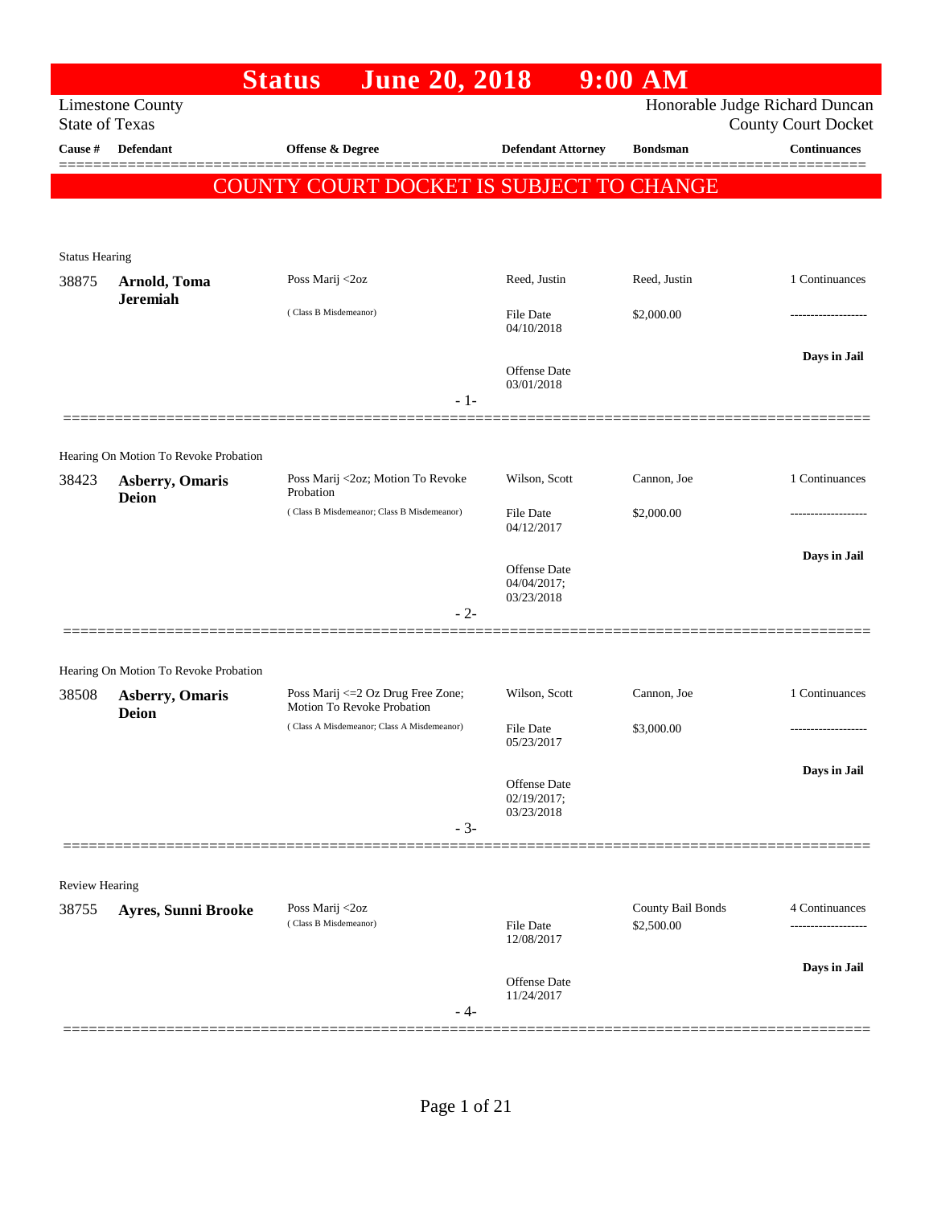# Status June 20, 2018 9:00 AM

Limestone County
State of Texas

Honorable Judge Richard Duncan
County Court Docket

| Cause # | Defendant | Offense & Degree | Defendant Attorney | Bondsman | Continuances |
|---|---|---|---|---|---|

**COUNTY COURT DOCKET IS SUBJECT TO CHANGE**

---

Status Hearing

| Cause # | Defendant | Offense & Degree | Defendant Attorney | Bondsman | Continuances |
|---|---|---|---|---|---|
| 38875 | **Arnold, Toma Jeremiah** | Poss Marij <2oz (Class B Misdemeanor) | Reed, Justin | Reed, Justin | 1 Continuances |
| | | | File Date 04/10/2018 | $2,000.00 | ------------------- |
| | | | Offense Date 03/01/2018 | | **Days in Jail** |

- 1-

---

Hearing On Motion To Revoke Probation

| Cause # | Defendant | Offense & Degree | Defendant Attorney | Bondsman | Continuances |
|---|---|---|---|---|---|
| 38423 | **Asberry, Omaris Deion** | Poss Marij <2oz; Motion To Revoke Probation (Class B Misdemeanor; Class B Misdemeanor) | Wilson, Scott | Cannon, Joe | 1 Continuances |
| | | | File Date 04/12/2017 | $2,000.00 | ------------------- |
| | | | Offense Date 04/04/2017; 03/23/2018 | | **Days in Jail** |

- 2-

---

Hearing On Motion To Revoke Probation

| Cause # | Defendant | Offense & Degree | Defendant Attorney | Bondsman | Continuances |
|---|---|---|---|---|---|
| 38508 | **Asberry, Omaris Deion** | Poss Marij <=2 Oz Drug Free Zone; Motion To Revoke Probation (Class A Misdemeanor; Class A Misdemeanor) | Wilson, Scott | Cannon, Joe | 1 Continuances |
| | | | File Date 05/23/2017 | $3,000.00 | ------------------- |
| | | | Offense Date 02/19/2017; 03/23/2018 | | **Days in Jail** |

- 3-

---

Review Hearing

| Cause # | Defendant | Offense & Degree | Defendant Attorney | Bondsman | Continuances |
|---|---|---|---|---|---|
| 38755 | **Ayres, Sunni Brooke** | Poss Marij <2oz (Class B Misdemeanor) | | County Bail Bonds | 4 Continuances |
| | | | File Date 12/08/2017 | $2,500.00 | ------------------- |
| | | | Offense Date 11/24/2017 | | **Days in Jail** |

- 4-

---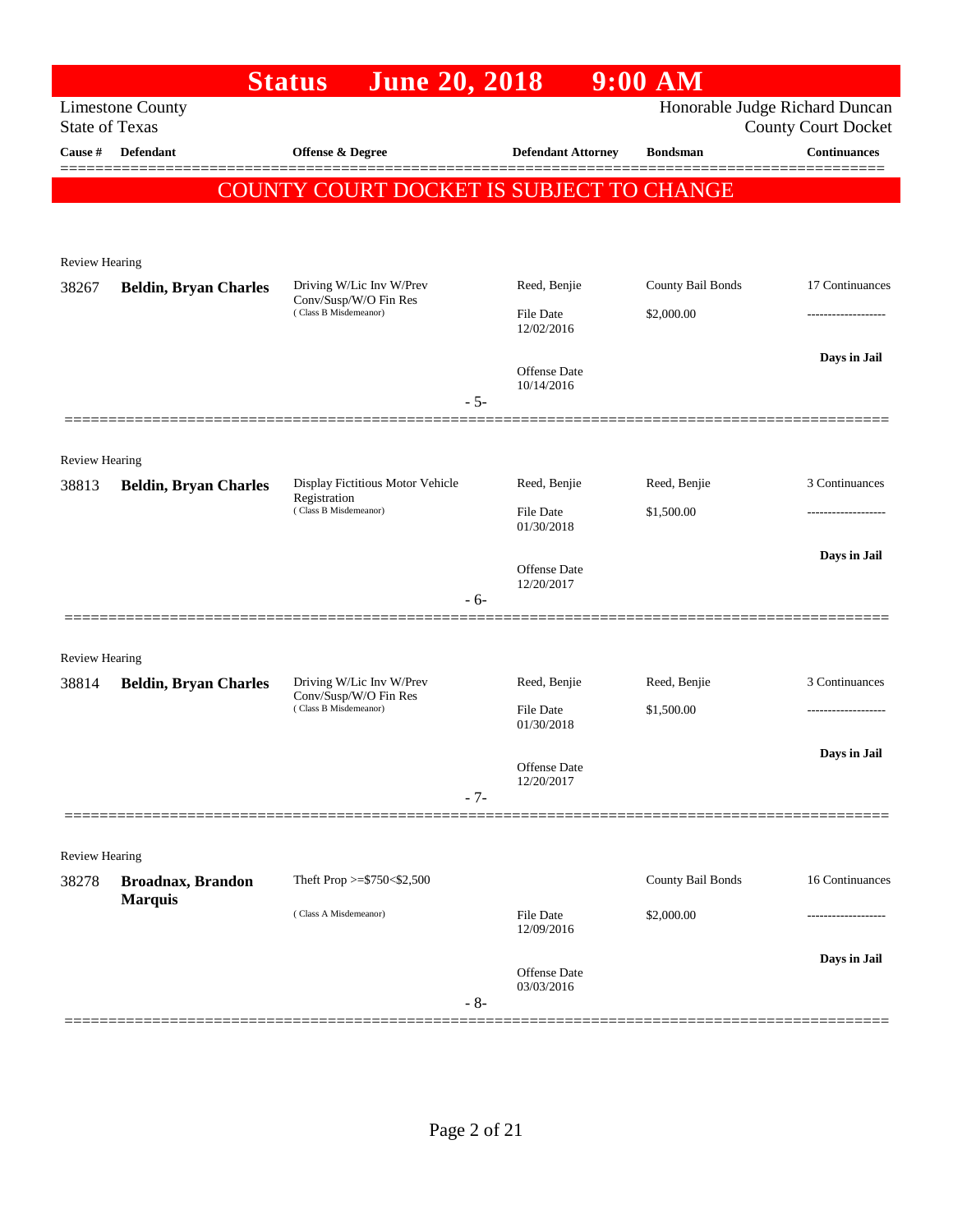# Status June 20, 2018 9:00 AM

Limestone County
State of Texas

Honorable Judge Richard Duncan
County Court Docket

| Cause # | Defendant | Offense & Degree | Defendant Attorney | Bondsman | Continuances |
|---|---|---|---|---|---|

**COUNTY COURT DOCKET IS SUBJECT TO CHANGE**

Review Hearing

| Cause # | Defendant | Offense & Degree | Defendant Attorney | Bondsman | Continuances |
|---|---|---|---|---|---|
| 38267 | **Beldin, Bryan Charles** | Driving W/Lic Inv W/Prev Conv/Susp/W/O Fin Res (Class B Misdemeanor) | Reed, Benjie | County Bail Bonds | 17 Continuances |
| | | | File Date 12/02/2016 | $2,000.00 | ------------------- |
| | | | Offense Date 10/14/2016 | | Days in Jail |

- 5-

Review Hearing

| Cause # | Defendant | Offense & Degree | Defendant Attorney | Bondsman | Continuances |
|---|---|---|---|---|---|
| 38813 | **Beldin, Bryan Charles** | Display Fictitious Motor Vehicle Registration (Class B Misdemeanor) | Reed, Benjie | Reed, Benjie | 3 Continuances |
| | | | File Date 01/30/2018 | $1,500.00 | ------------------- |
| | | | Offense Date 12/20/2017 | | Days in Jail |

- 6-

Review Hearing

| Cause # | Defendant | Offense & Degree | Defendant Attorney | Bondsman | Continuances |
|---|---|---|---|---|---|
| 38814 | **Beldin, Bryan Charles** | Driving W/Lic Inv W/Prev Conv/Susp/W/O Fin Res (Class B Misdemeanor) | Reed, Benjie | Reed, Benjie | 3 Continuances |
| | | | File Date 01/30/2018 | $1,500.00 | ------------------- |
| | | | Offense Date 12/20/2017 | | Days in Jail |

- 7-

Review Hearing

| Cause # | Defendant | Offense & Degree | Defendant Attorney | Bondsman | Continuances |
|---|---|---|---|---|---|
| 38278 | **Broadnax, Brandon Marquis** | Theft Prop >=$750<$2,500 (Class A Misdemeanor) | | County Bail Bonds | 16 Continuances |
| | | | File Date 12/09/2016 | $2,000.00 | ------------------- |
| | | | Offense Date 03/03/2016 | | Days in Jail |

- 8-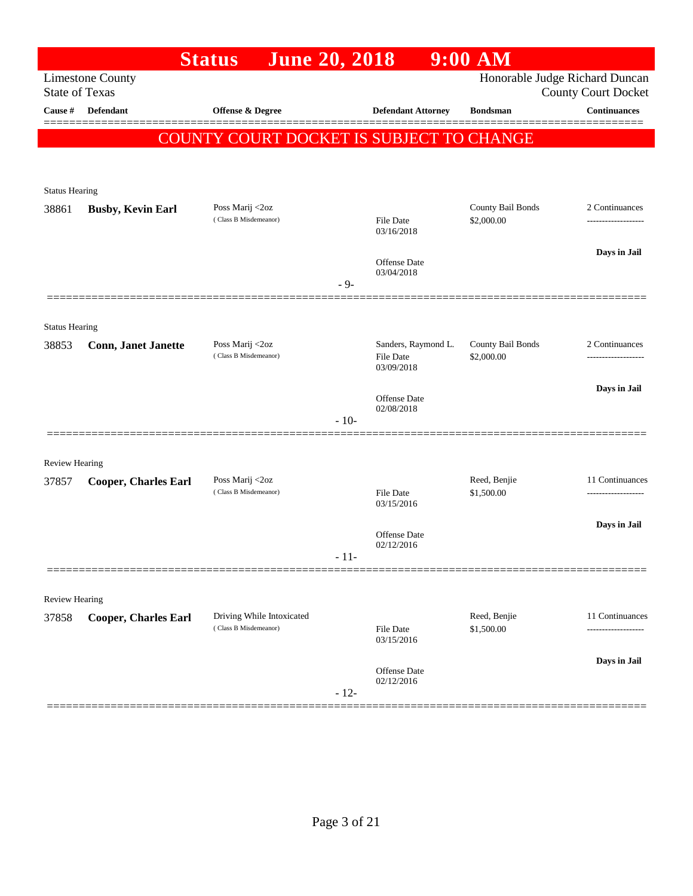# Status June 20, 2018 9:00 AM

Limestone County
State of Texas

Honorable Judge Richard Duncan
County Court Docket

COUNTY COURT DOCKET IS SUBJECT TO CHANGE

| Cause # | Defendant | Offense & Degree | Defendant Attorney | Bondsman | Continuances |
|---|---|---|---|---|---|
| **Status Hearing** | | | | | |
| 38861 | **Busby, Kevin Earl** | Poss Marij <2oz (Class B Misdemeanor) | File Date 03/16/2018; Offense Date 03/04/2018 | County Bail Bonds $2,000.00 | 2 Continuances; Days in Jail |
| | | - 9- | | | |
| **Status Hearing** | | | | | |
| 38853 | **Conn, Janet Janette** | Poss Marij <2oz (Class B Misdemeanor) | Sanders, Raymond L.; File Date 03/09/2018; Offense Date 02/08/2018 | County Bail Bonds $2,000.00 | 2 Continuances; Days in Jail |
| | | - 10- | | | |
| **Review Hearing** | | | | | |
| 37857 | **Cooper, Charles Earl** | Poss Marij <2oz (Class B Misdemeanor) | File Date 03/15/2016; Offense Date 02/12/2016 | Reed, Benjie $1,500.00 | 11 Continuances; Days in Jail |
| | | - 11- | | | |
| **Review Hearing** | | | | | |
| 37858 | **Cooper, Charles Earl** | Driving While Intoxicated (Class B Misdemeanor) | File Date 03/15/2016; Offense Date 02/12/2016 | Reed, Benjie $1,500.00 | 11 Continuances; Days in Jail |
| | | - 12- | | | |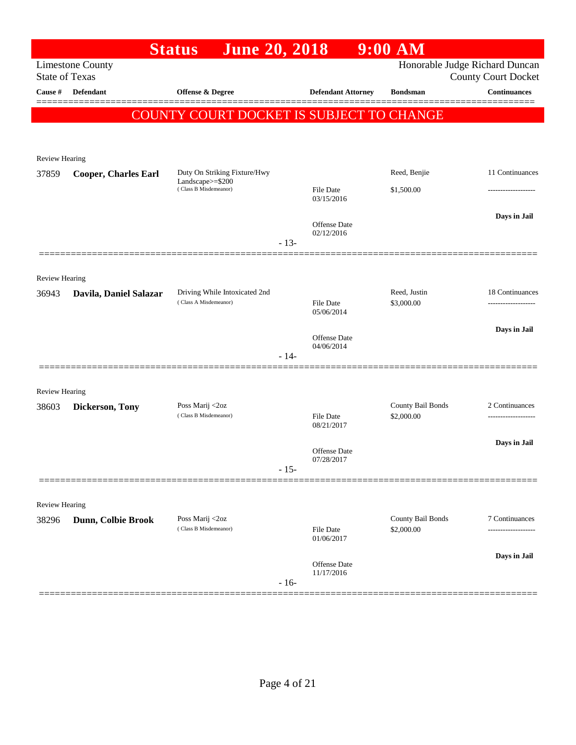# Status June 20, 2018 9:00 AM

Limestone County
State of Texas

Honorable Judge Richard Duncan
County Court Docket

| Cause # | Defendant | Offense & Degree | Defendant Attorney | Bondsman | Continuances |
|---|---|---|---|---|---|

**COUNTY COURT DOCKET IS SUBJECT TO CHANGE**

---

Review Hearing

| Cause # | Defendant | Offense & Degree | Defendant Attorney | Bondsman | Continuances |
|---|---|---|---|---|---|
| 37859 | **Cooper, Charles Earl** | Duty On Striking Fixture/Hwy Landscape>=$200 (Class B Misdemeanor) | File Date 03/15/2016<br>Offense Date 02/12/2016 | Reed, Benjie<br>$1,500.00 | 11 Continuances<br>-------------------<br>**Days in Jail** |

- 13-

---

Review Hearing

| Cause # | Defendant | Offense & Degree | Defendant Attorney | Bondsman | Continuances |
|---|---|---|---|---|---|
| 36943 | **Davila, Daniel Salazar** | Driving While Intoxicated 2nd (Class A Misdemeanor) | File Date 05/06/2014<br>Offense Date 04/06/2014 | Reed, Justin<br>$3,000.00 | 18 Continuances<br>-------------------<br>**Days in Jail** |

- 14-

---

Review Hearing

| Cause # | Defendant | Offense & Degree | Defendant Attorney | Bondsman | Continuances |
|---|---|---|---|---|---|
| 38603 | **Dickerson, Tony** | Poss Marij <2oz (Class B Misdemeanor) | File Date 08/21/2017<br>Offense Date 07/28/2017 | County Bail Bonds<br>$2,000.00 | 2 Continuances<br>-------------------<br>**Days in Jail** |

- 15-

---

Review Hearing

| Cause # | Defendant | Offense & Degree | Defendant Attorney | Bondsman | Continuances |
|---|---|---|---|---|---|
| 38296 | **Dunn, Colbie Brook** | Poss Marij <2oz (Class B Misdemeanor) | File Date 01/06/2017<br>Offense Date 11/17/2016 | County Bail Bonds<br>$2,000.00 | 7 Continuances<br>-------------------<br>**Days in Jail** |

- 16-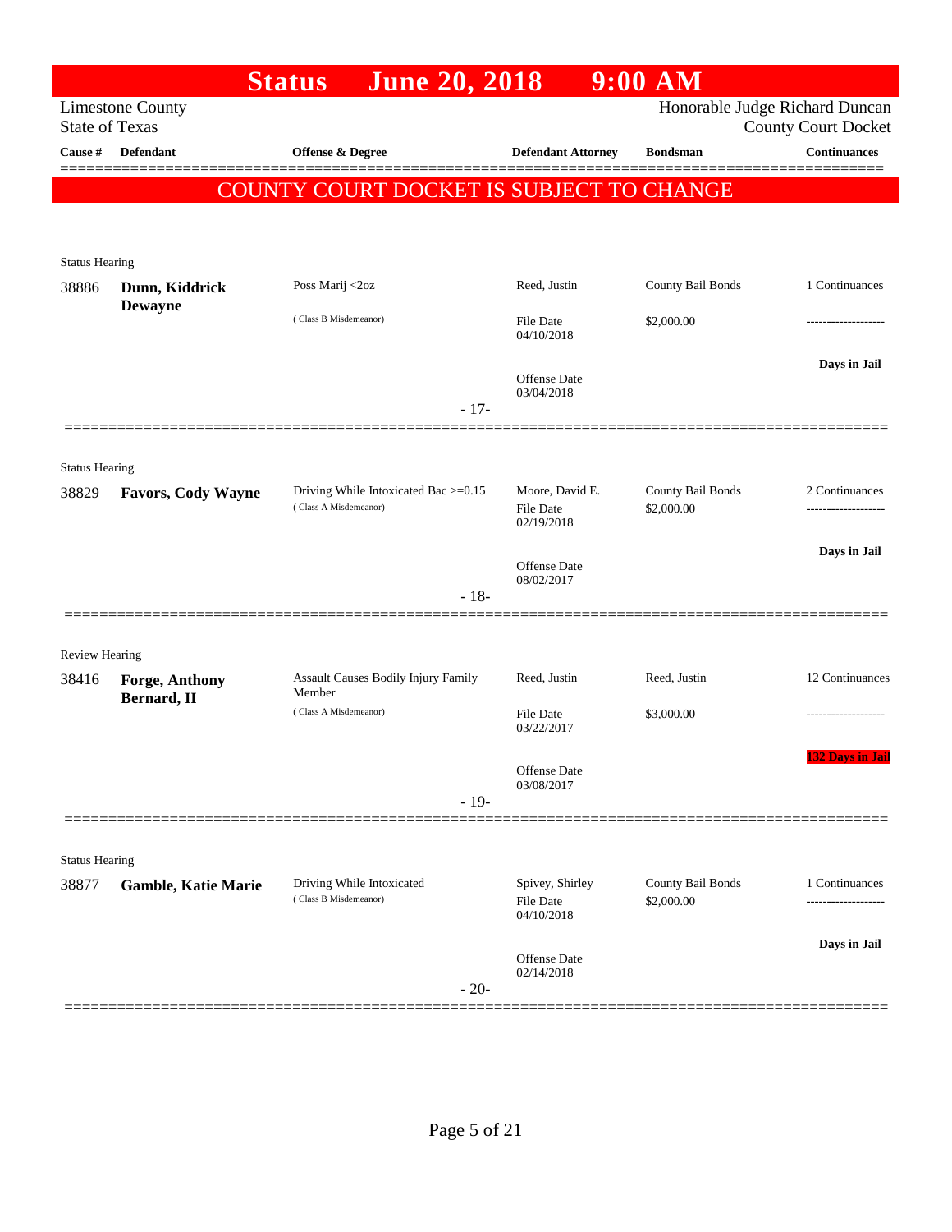# Status June 20, 2018 9:00 AM

Limestone County
State of Texas

Honorable Judge Richard Duncan
County Court Docket

| Cause # | Defendant | Offense & Degree | Defendant Attorney | Bondsman | Continuances |
|---|---|---|---|---|---|

**COUNTY COURT DOCKET IS SUBJECT TO CHANGE**

---

Status Hearing

| Cause # | Defendant | Offense & Degree | Defendant Attorney | Bondsman | Continuances |
|---|---|---|---|---|---|
| 38886 | **Dunn, Kiddrick Dewayne** | Poss Marij <2oz (Class B Misdemeanor) | Reed, Justin | County Bail Bonds | 1 Continuances |
| | | | File Date 04/10/2018 | $2,000.00 | ------------------- |
| | | | Offense Date 03/04/2018 | | **Days in Jail** |

- 17-

---

Status Hearing

| Cause # | Defendant | Offense & Degree | Defendant Attorney | Bondsman | Continuances |
|---|---|---|---|---|---|
| 38829 | **Favors, Cody Wayne** | Driving While Intoxicated Bac >=0.15 (Class A Misdemeanor) | Moore, David E. | County Bail Bonds | 2 Continuances |
| | | | File Date 02/19/2018 | $2,000.00 | ------------------- |
| | | | Offense Date 08/02/2017 | | **Days in Jail** |

- 18-

---

Review Hearing

| Cause # | Defendant | Offense & Degree | Defendant Attorney | Bondsman | Continuances |
|---|---|---|---|---|---|
| 38416 | **Forge, Anthony Bernard, II** | Assault Causes Bodily Injury Family Member (Class A Misdemeanor) | Reed, Justin | Reed, Justin | 12 Continuances |
| | | | File Date 03/22/2017 | $3,000.00 | ------------------- |
| | | | Offense Date 03/08/2017 | | **132 Days in Jail** |

- 19-

---

Status Hearing

| Cause # | Defendant | Offense & Degree | Defendant Attorney | Bondsman | Continuances |
|---|---|---|---|---|---|
| 38877 | **Gamble, Katie Marie** | Driving While Intoxicated (Class B Misdemeanor) | Spivey, Shirley | County Bail Bonds | 1 Continuances |
| | | | File Date 04/10/2018 | $2,000.00 | ------------------- |
| | | | Offense Date 02/14/2018 | | **Days in Jail** |

- 20-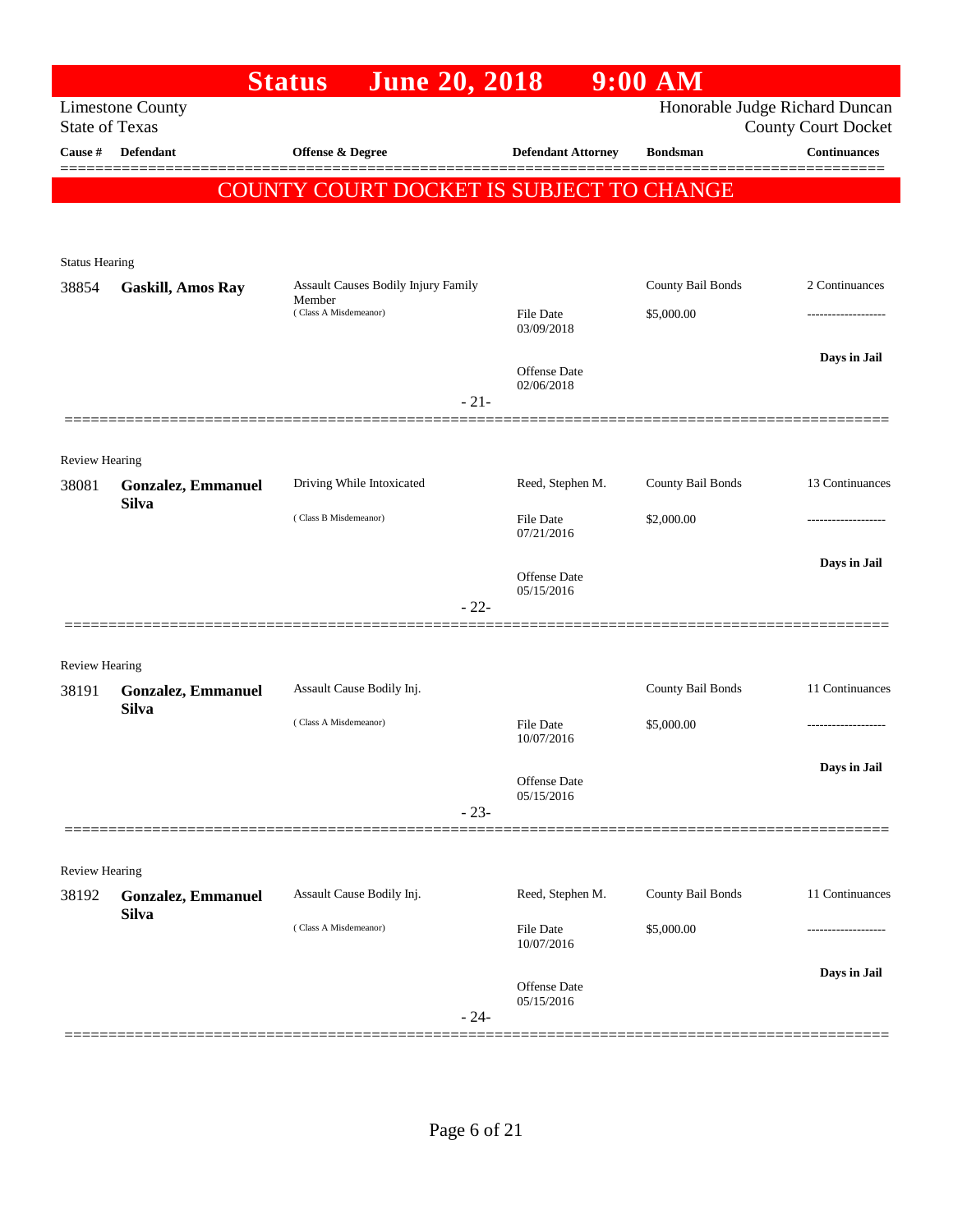# Status June 20, 2018 9:00 AM

Limestone County
State of Texas

Honorable Judge Richard Duncan
County Court Docket

**COUNTY COURT DOCKET IS SUBJECT TO CHANGE**

| Cause # | Defendant | Offense & Degree | Defendant Attorney | Bondsman | Continuances |
|---|---|---|---|---|---|
| **Status Hearing** | | | | | |
| 38854 | **Gaskill, Amos Ray** | Assault Causes Bodily Injury Family Member (Class A Misdemeanor) | File Date 03/09/2018; Offense Date 02/06/2018 | County Bail Bonds $5,000.00 | 2 Continuances; Days in Jail |
| | | | - 21- | | |
| **Review Hearing** | | | | | |
| 38081 | **Gonzalez, Emmanuel Silva** | Driving While Intoxicated (Class B Misdemeanor) | Reed, Stephen M.; File Date 07/21/2016; Offense Date 05/15/2016 | County Bail Bonds $2,000.00 | 13 Continuances; Days in Jail |
| | | | - 22- | | |
| **Review Hearing** | | | | | |
| 38191 | **Gonzalez, Emmanuel Silva** | Assault Cause Bodily Inj. (Class A Misdemeanor) | File Date 10/07/2016; Offense Date 05/15/2016 | County Bail Bonds $5,000.00 | 11 Continuances; Days in Jail |
| | | | - 23- | | |
| **Review Hearing** | | | | | |
| 38192 | **Gonzalez, Emmanuel Silva** | Assault Cause Bodily Inj. (Class A Misdemeanor) | Reed, Stephen M.; File Date 10/07/2016; Offense Date 05/15/2016 | County Bail Bonds $5,000.00 | 11 Continuances; Days in Jail |
| | | | - 24- | | |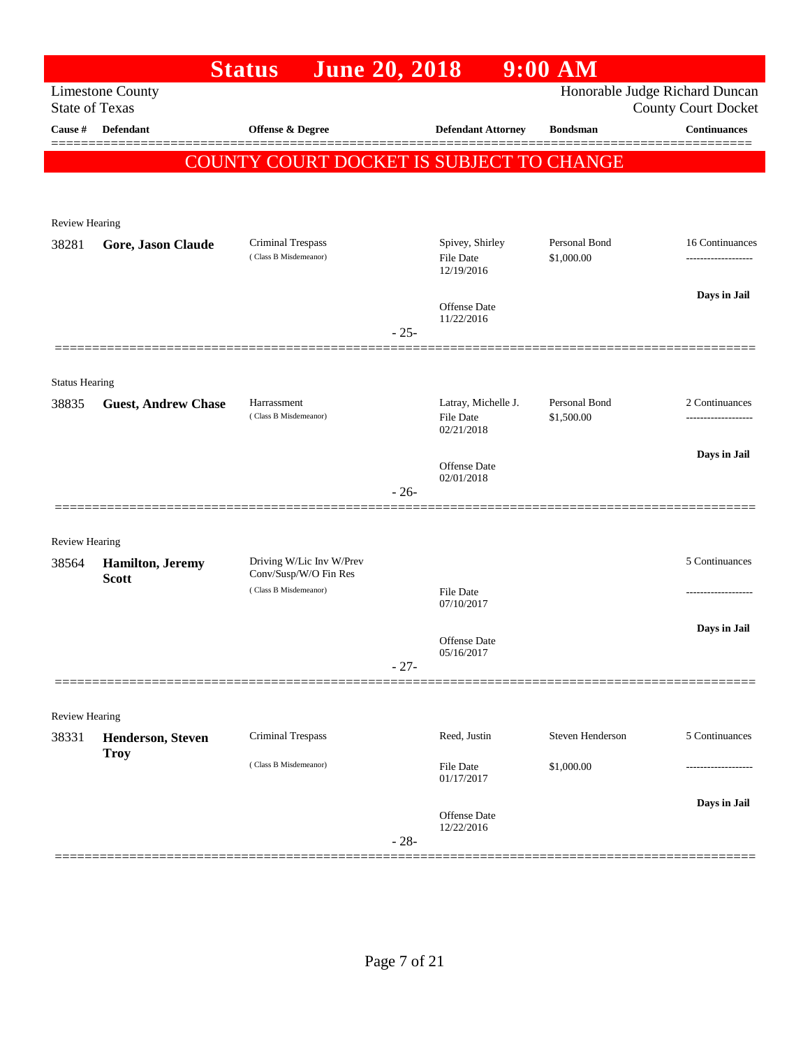# Status June 20, 2018 9:00 AM

Limestone County
State of Texas

Honorable Judge Richard Duncan
County Court Docket

| Cause # | Defendant | Offense & Degree | Defendant Attorney | Bondsman | Continuances |
|---|---|---|---|---|---|

**COUNTY COURT DOCKET IS SUBJECT TO CHANGE**

---

Review Hearing

| Cause # | Defendant | Offense & Degree | Defendant Attorney | Bondsman | Continuances |
|---|---|---|---|---|---|
| 38281 | **Gore, Jason Claude** | Criminal Trespass (Class B Misdemeanor) | Spivey, Shirley<br>File Date 12/19/2016<br>Offense Date 11/22/2016 | Personal Bond<br>$1,000.00 | 16 Continuances<br>-------------------<br>**Days in Jail** |

- 25-

---

Status Hearing

| Cause # | Defendant | Offense & Degree | Defendant Attorney | Bondsman | Continuances |
|---|---|---|---|---|---|
| 38835 | **Guest, Andrew Chase** | Harrassment (Class B Misdemeanor) | Latray, Michelle J.<br>File Date 02/21/2018<br>Offense Date 02/01/2018 | Personal Bond<br>$1,500.00 | 2 Continuances<br>-------------------<br>**Days in Jail** |

- 26-

---

Review Hearing

| Cause # | Defendant | Offense & Degree | Defendant Attorney | Bondsman | Continuances |
|---|---|---|---|---|---|
| 38564 | **Hamilton, Jeremy Scott** | Driving W/Lic Inv W/Prev Conv/Susp/W/O Fin Res (Class B Misdemeanor) | File Date 07/10/2017<br>Offense Date 05/16/2017 | | 5 Continuances<br>-------------------<br>**Days in Jail** |

- 27-

---

Review Hearing

| Cause # | Defendant | Offense & Degree | Defendant Attorney | Bondsman | Continuances |
|---|---|---|---|---|---|
| 38331 | **Henderson, Steven Troy** | Criminal Trespass (Class B Misdemeanor) | Reed, Justin<br>File Date 01/17/2017<br>Offense Date 12/22/2016 | Steven Henderson<br>$1,000.00 | 5 Continuances<br>-------------------<br>**Days in Jail** |

- 28-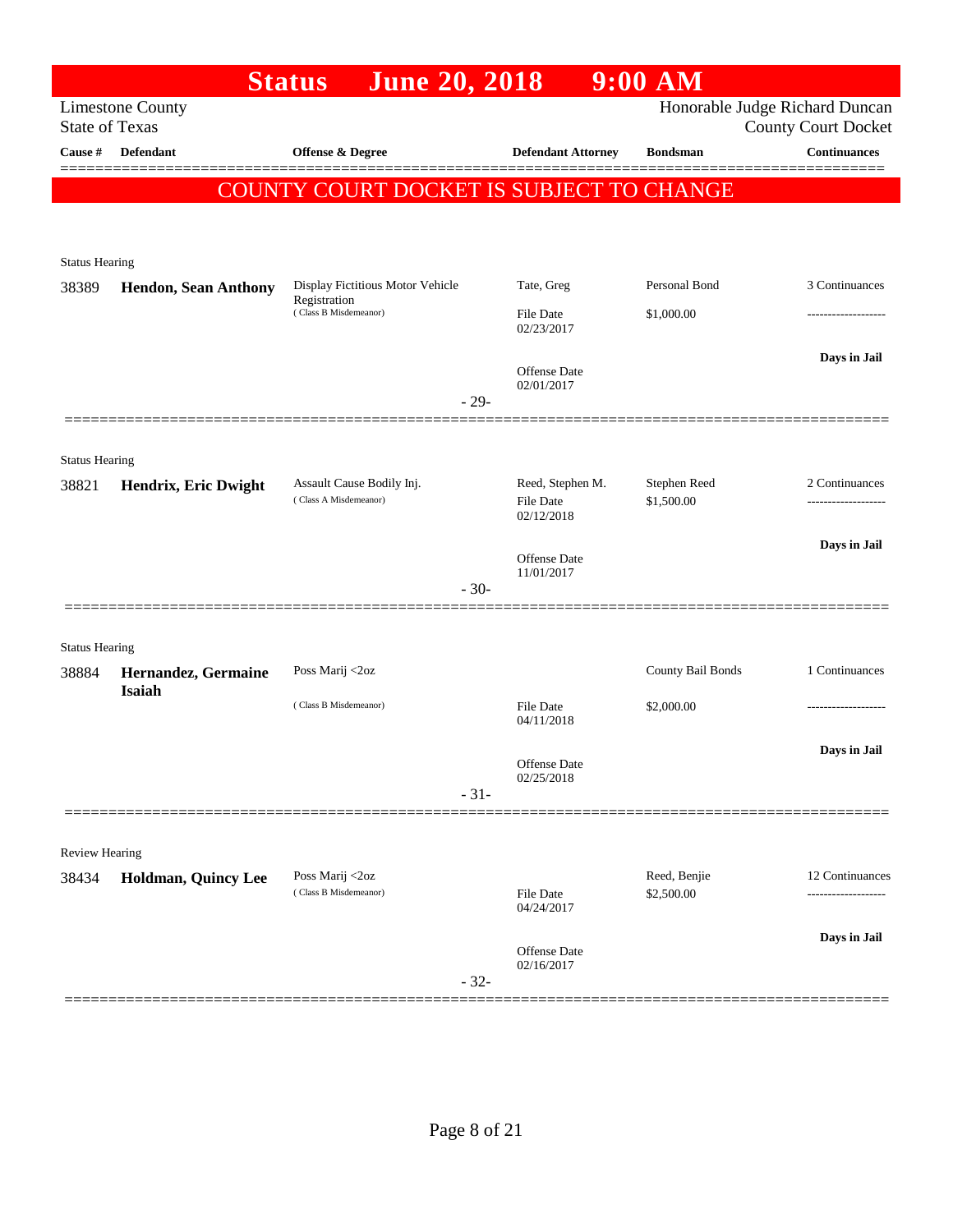# Status June 20, 2018 9:00 AM

Limestone County
State of Texas

Honorable Judge Richard Duncan
County Court Docket

| Cause # | Defendant | Offense & Degree | Defendant Attorney | Bondsman | Continuances |
|---|---|---|---|---|---|

**COUNTY COURT DOCKET IS SUBJECT TO CHANGE**

Status Hearing

| Cause # | Defendant | Offense & Degree | Defendant Attorney | Bondsman | Continuances |
|---|---|---|---|---|---|
| 38389 | **Hendon, Sean Anthony** | Display Fictitious Motor Vehicle Registration (Class B Misdemeanor) | Tate, Greg | Personal Bond | 3 Continuances |
| | | | File Date 02/23/2017 | $1,000.00 | ------------------- |
| | | | Offense Date 02/01/2017 | | **Days in Jail** |

- 29-

Status Hearing

| Cause # | Defendant | Offense & Degree | Defendant Attorney | Bondsman | Continuances |
|---|---|---|---|---|---|
| 38821 | **Hendrix, Eric Dwight** | Assault Cause Bodily Inj. (Class A Misdemeanor) | Reed, Stephen M. | Stephen Reed | 2 Continuances |
| | | | File Date 02/12/2018 | $1,500.00 | ------------------- |
| | | | Offense Date 11/01/2017 | | **Days in Jail** |

- 30-

Status Hearing

| Cause # | Defendant | Offense & Degree | Defendant Attorney | Bondsman | Continuances |
|---|---|---|---|---|---|
| 38884 | **Hernandez, Germaine Isaiah** | Poss Marij <2oz (Class B Misdemeanor) | | County Bail Bonds | 1 Continuances |
| | | | File Date 04/11/2018 | $2,000.00 | ------------------- |
| | | | Offense Date 02/25/2018 | | **Days in Jail** |

- 31-

Review Hearing

| Cause # | Defendant | Offense & Degree | Defendant Attorney | Bondsman | Continuances |
|---|---|---|---|---|---|
| 38434 | **Holdman, Quincy Lee** | Poss Marij <2oz (Class B Misdemeanor) | | Reed, Benjie | 12 Continuances |
| | | | File Date 04/24/2017 | $2,500.00 | ------------------- |
| | | | Offense Date 02/16/2017 | | **Days in Jail** |

- 32-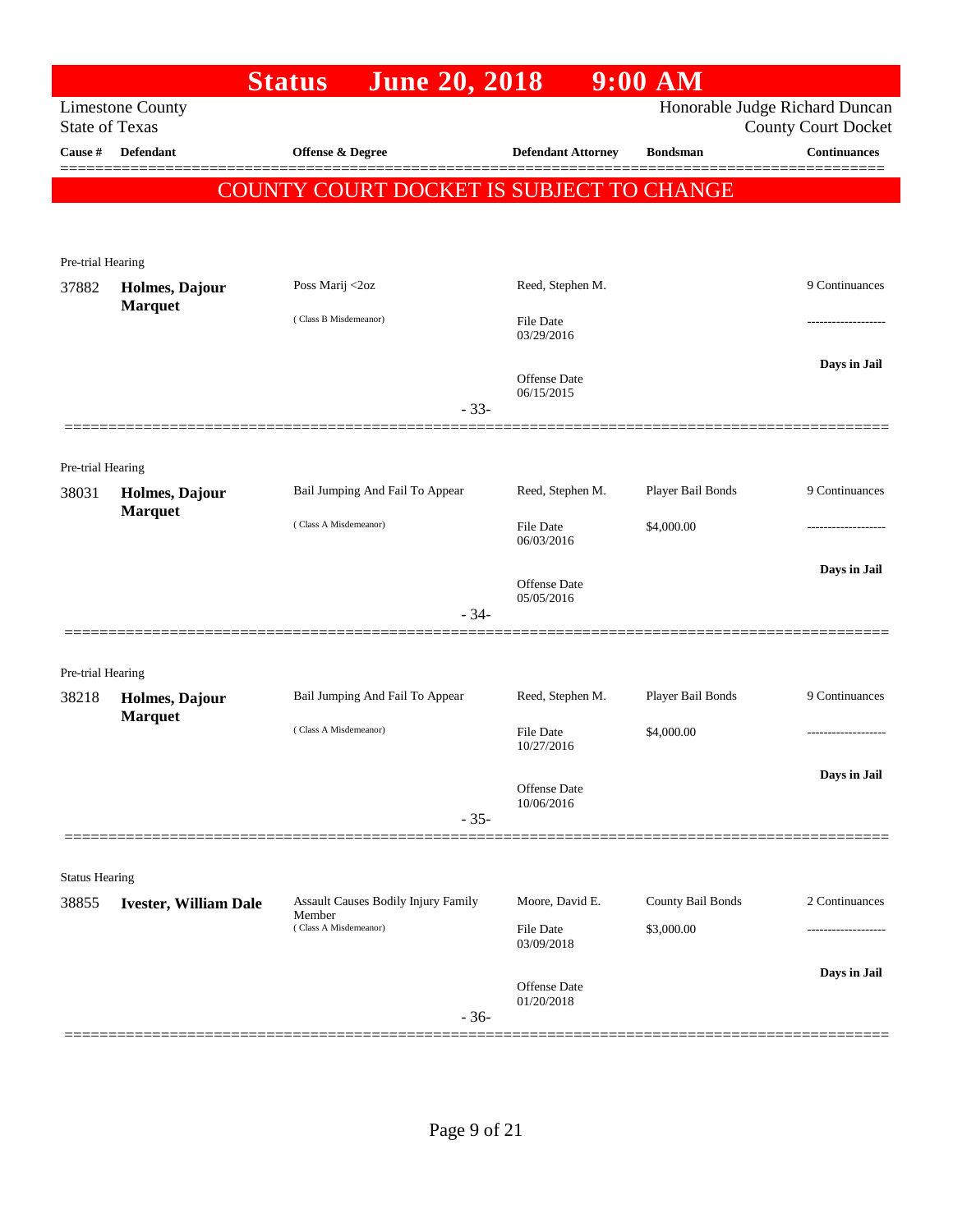# Status June 20, 2018 9:00 AM

Limestone County
State of Texas

Honorable Judge Richard Duncan
County Court Docket

**COUNTY COURT DOCKET IS SUBJECT TO CHANGE**

| Cause # | Defendant | Offense & Degree | Defendant Attorney | Bondsman | Continuances |
|---|---|---|---|---|---|
| Pre-trial Hearing | | | | | |
| 37882 | **Holmes, Dajour Marquet** | Poss Marij <2oz (Class B Misdemeanor) | Reed, Stephen M.<br>File Date 03/29/2016<br>Offense Date 06/15/2015 | | 9 Continuances<br>-------------------<br>**Days in Jail** |
| | | | - 33- | | |
| Pre-trial Hearing | | | | | |
| 38031 | **Holmes, Dajour Marquet** | Bail Jumping And Fail To Appear (Class A Misdemeanor) | Reed, Stephen M.<br>File Date 06/03/2016<br>Offense Date 05/05/2016 | Player Bail Bonds<br>$4,000.00 | 9 Continuances<br>-------------------<br>**Days in Jail** |
| | | | - 34- | | |
| Pre-trial Hearing | | | | | |
| 38218 | **Holmes, Dajour Marquet** | Bail Jumping And Fail To Appear (Class A Misdemeanor) | Reed, Stephen M.<br>File Date 10/27/2016<br>Offense Date 10/06/2016 | Player Bail Bonds<br>$4,000.00 | 9 Continuances<br>-------------------<br>**Days in Jail** |
| | | | - 35- | | |
| Status Hearing | | | | | |
| 38855 | **Ivester, William Dale** | Assault Causes Bodily Injury Family Member (Class A Misdemeanor) | Moore, David E.<br>File Date 03/09/2018<br>Offense Date 01/20/2018 | County Bail Bonds<br>$3,000.00 | 2 Continuances<br>-------------------<br>**Days in Jail** |
| | | | - 36- | | |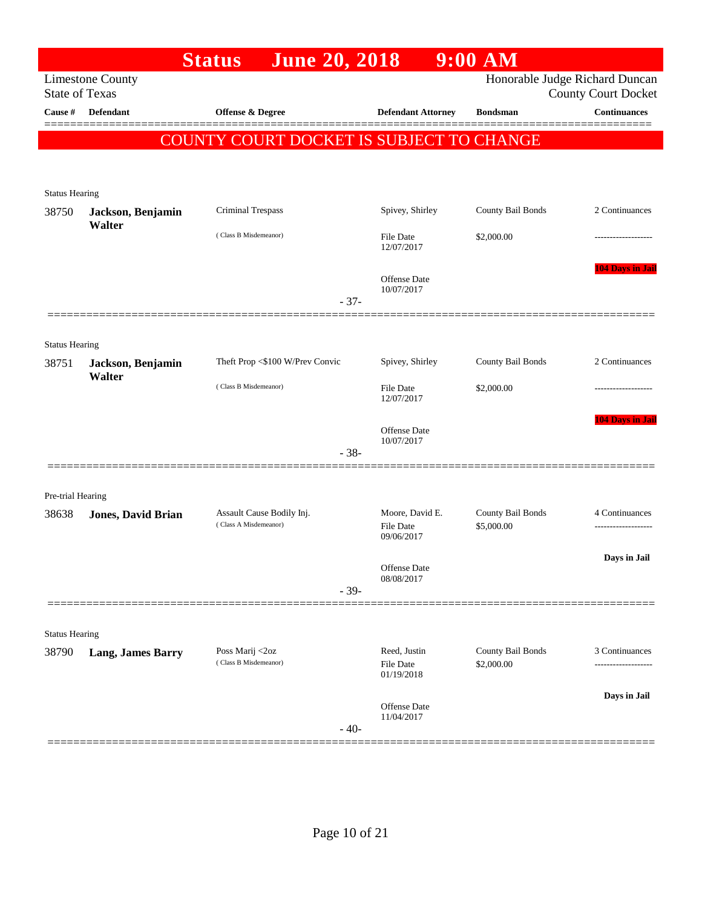# Status June 20, 2018 9:00 AM

Limestone County
State of Texas

Honorable Judge Richard Duncan
County Court Docket

**COUNTY COURT DOCKET IS SUBJECT TO CHANGE**

| Cause # | Defendant | Offense & Degree | Defendant Attorney | Bondsman | Continuances |
|---|---|---|---|---|---|
| Status Hearing | | | | | |
| 38750 | **Jackson, Benjamin Walter** | Criminal Trespass (Class B Misdemeanor) | Spivey, Shirley<br>File Date 12/07/2017<br>Offense Date 10/07/2017 | County Bail Bonds<br>$2,000.00 | 2 Continuances<br>104 Days in Jail |
| | | - 37- | | | |
| Status Hearing | | | | | |
| 38751 | **Jackson, Benjamin Walter** | Theft Prop <$100 W/Prev Convic (Class B Misdemeanor) | Spivey, Shirley<br>File Date 12/07/2017<br>Offense Date 10/07/2017 | County Bail Bonds<br>$2,000.00 | 2 Continuances<br>104 Days in Jail |
| | | - 38- | | | |
| Pre-trial Hearing | | | | | |
| 38638 | **Jones, David Brian** | Assault Cause Bodily Inj. (Class A Misdemeanor) | Moore, David E.<br>File Date 09/06/2017<br>Offense Date 08/08/2017 | County Bail Bonds<br>$5,000.00 | 4 Continuances<br>Days in Jail |
| | | - 39- | | | |
| Status Hearing | | | | | |
| 38790 | **Lang, James Barry** | Poss Marij <2oz (Class B Misdemeanor) | Reed, Justin<br>File Date 01/19/2018<br>Offense Date 11/04/2017 | County Bail Bonds<br>$2,000.00 | 3 Continuances<br>Days in Jail |
| | | - 40- | | | |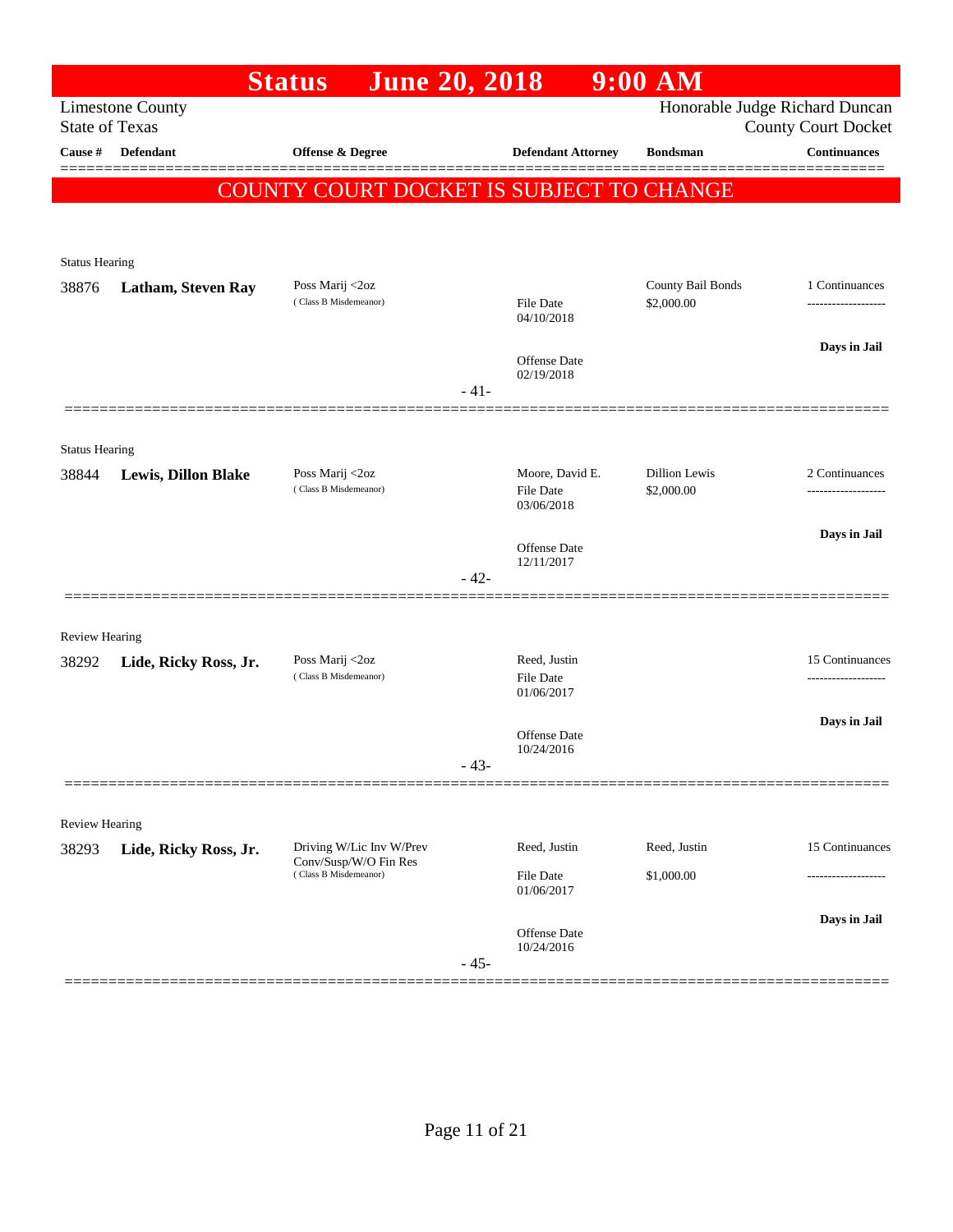# Status June 20, 2018 9:00 AM

Limestone County
State of Texas

Honorable Judge Richard Duncan
County Court Docket

**COUNTY COURT DOCKET IS SUBJECT TO CHANGE**

| Cause # | Defendant | Offense & Degree | Defendant Attorney | Bondsman | Continuances |
|---|---|---|---|---|---|
| **Status Hearing** | | | | | |
| 38876 | **Latham, Steven Ray** | Poss Marij <2oz (Class B Misdemeanor) | File Date 04/10/2018; Offense Date 02/19/2018 | County Bail Bonds $2,000.00 | 1 Continuances; Days in Jail |
| | | | - 41- | | |
| **Status Hearing** | | | | | |
| 38844 | **Lewis, Dillon Blake** | Poss Marij <2oz (Class B Misdemeanor) | Moore, David E.; File Date 03/06/2018; Offense Date 12/11/2017 | Dillion Lewis $2,000.00 | 2 Continuances; Days in Jail |
| | | | - 42- | | |
| **Review Hearing** | | | | | |
| 38292 | **Lide, Ricky Ross, Jr.** | Poss Marij <2oz (Class B Misdemeanor) | Reed, Justin; File Date 01/06/2017; Offense Date 10/24/2016 | | 15 Continuances; Days in Jail |
| | | | - 43- | | |
| **Review Hearing** | | | | | |
| 38293 | **Lide, Ricky Ross, Jr.** | Driving W/Lic Inv W/Prev Conv/Susp/W/O Fin Res (Class B Misdemeanor) | Reed, Justin; File Date 01/06/2017; Offense Date 10/24/2016 | Reed, Justin $1,000.00 | 15 Continuances; Days in Jail |
| | | | - 45- | | |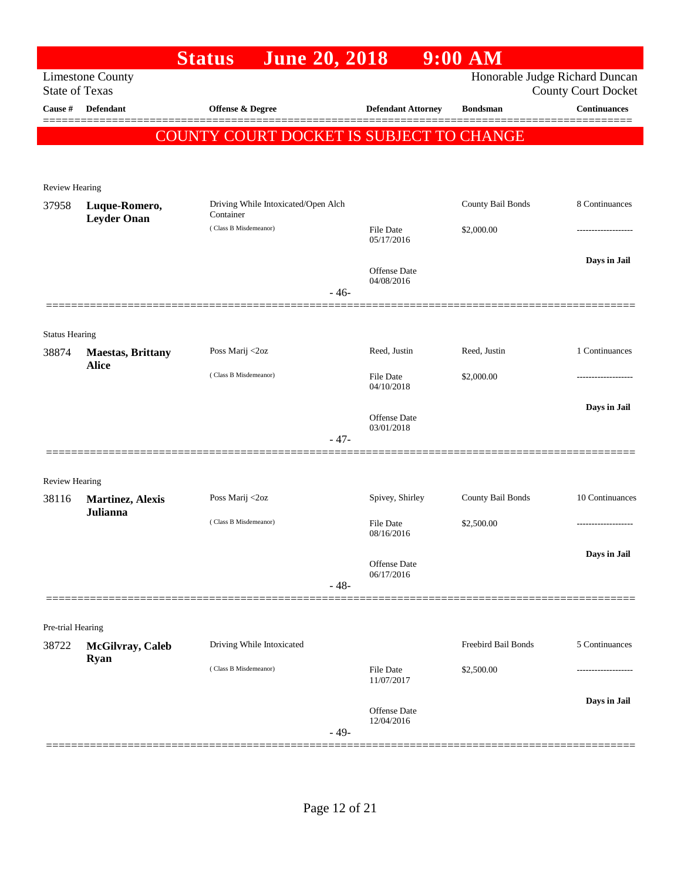# Status June 20, 2018 9:00 AM

Limestone County
State of Texas

Honorable Judge Richard Duncan
County Court Docket

| Cause # | Defendant | Offense & Degree | Defendant Attorney | Bondsman | Continuances |
|---|---|---|---|---|---|

**COUNTY COURT DOCKET IS SUBJECT TO CHANGE**

Review Hearing

| Cause # | Defendant | Offense & Degree | Defendant Attorney | Bondsman | Continuances |
|---|---|---|---|---|---|
| 37958 | **Luque-Romero, Leyder Onan** | Driving While Intoxicated/Open Alch Container (Class B Misdemeanor) | | County Bail Bonds | 8 Continuances |
| | | | File Date 05/17/2016 | $2,000.00 | ------------------- |
| | | | Offense Date 04/08/2016 | | **Days in Jail** |

- 46-

Status Hearing

| Cause # | Defendant | Offense & Degree | Defendant Attorney | Bondsman | Continuances |
|---|---|---|---|---|---|
| 38874 | **Maestas, Brittany Alice** | Poss Marij <2oz (Class B Misdemeanor) | Reed, Justin | Reed, Justin | 1 Continuances |
| | | | File Date 04/10/2018 | $2,000.00 | ------------------- |
| | | | Offense Date 03/01/2018 | | **Days in Jail** |

- 47-

Review Hearing

| Cause # | Defendant | Offense & Degree | Defendant Attorney | Bondsman | Continuances |
|---|---|---|---|---|---|
| 38116 | **Martinez, Alexis Julianna** | Poss Marij <2oz (Class B Misdemeanor) | Spivey, Shirley | County Bail Bonds | 10 Continuances |
| | | | File Date 08/16/2016 | $2,500.00 | ------------------- |
| | | | Offense Date 06/17/2016 | | **Days in Jail** |

- 48-

Pre-trial Hearing

| Cause # | Defendant | Offense & Degree | Defendant Attorney | Bondsman | Continuances |
|---|---|---|---|---|---|
| 38722 | **McGilvray, Caleb Ryan** | Driving While Intoxicated (Class B Misdemeanor) | | Freebird Bail Bonds | 5 Continuances |
| | | | File Date 11/07/2017 | $2,500.00 | ------------------- |
| | | | Offense Date 12/04/2016 | | **Days in Jail** |

- 49-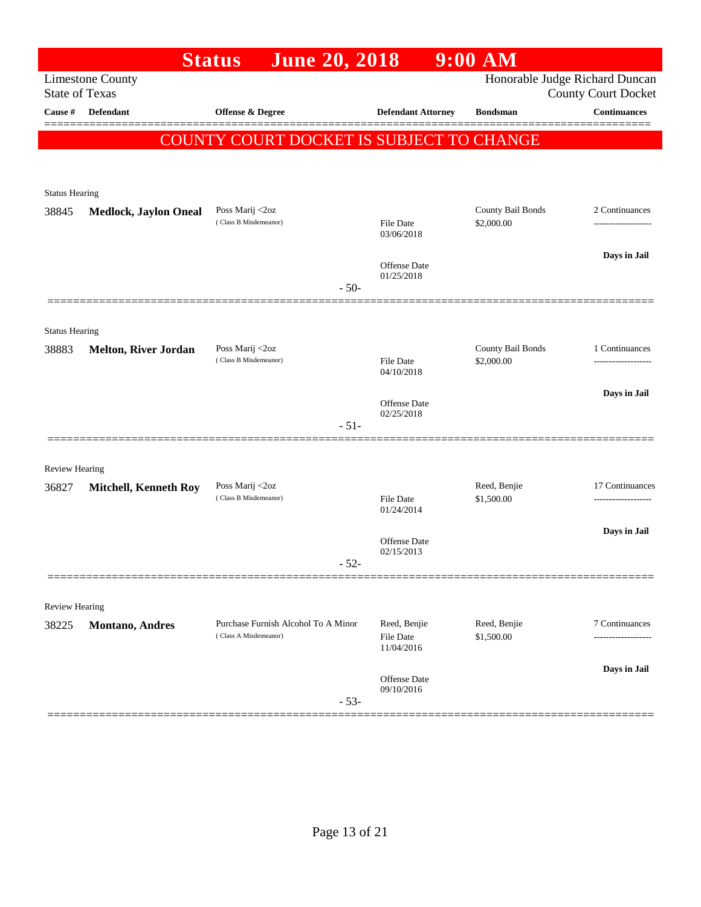# Status June 20, 2018 9:00 AM

Limestone County
State of Texas

Honorable Judge Richard Duncan
County Court Docket

**COUNTY COURT DOCKET IS SUBJECT TO CHANGE**

| Cause # | Defendant | Offense & Degree | Defendant Attorney | Bondsman | Continuances |
|---|---|---|---|---|---|
| **Status Hearing** | | | | | |
| 38845 | **Medlock, Jaylon Oneal** | Poss Marij <2oz (Class B Misdemeanor) | File Date 03/06/2018; Offense Date 01/25/2018 | County Bail Bonds $2,000.00 | 2 Continuances; **Days in Jail** |
| | | - 50- | | | |
| **Status Hearing** | | | | | |
| 38883 | **Melton, River Jordan** | Poss Marij <2oz (Class B Misdemeanor) | File Date 04/10/2018; Offense Date 02/25/2018 | County Bail Bonds $2,000.00 | 1 Continuances; **Days in Jail** |
| | | - 51- | | | |
| **Review Hearing** | | | | | |
| 36827 | **Mitchell, Kenneth Roy** | Poss Marij <2oz (Class B Misdemeanor) | File Date 01/24/2014; Offense Date 02/15/2013 | Reed, Benjie $1,500.00 | 17 Continuances; **Days in Jail** |
| | | - 52- | | | |
| **Review Hearing** | | | | | |
| 38225 | **Montano, Andres** | Purchase Furnish Alcohol To A Minor (Class A Misdemeanor) | Reed, Benjie; File Date 11/04/2016; Offense Date 09/10/2016 | Reed, Benjie $1,500.00 | 7 Continuances; **Days in Jail** |
| | | - 53- | | | |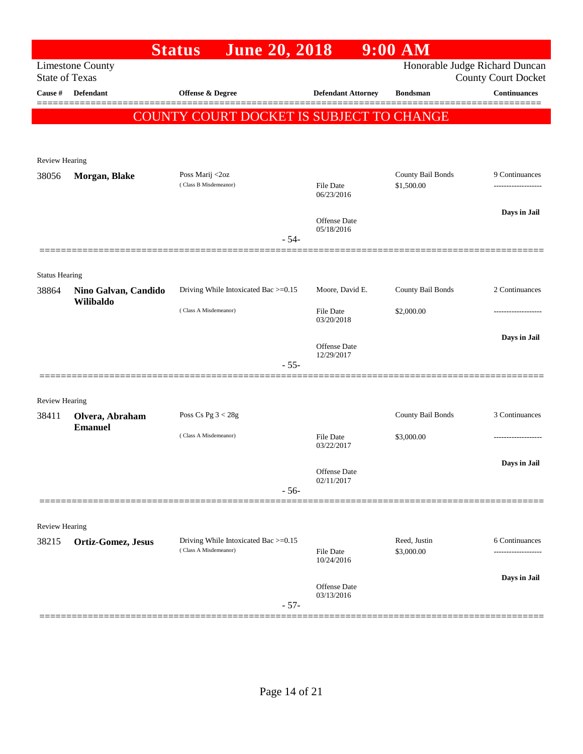# Status June 20, 2018 9:00 AM

Limestone County
State of Texas

Honorable Judge Richard Duncan
County Court Docket

| Cause # | Defendant | Offense & Degree | Defendant Attorney | Bondsman | Continuances |
|---|---|---|---|---|---|

**COUNTY COURT DOCKET IS SUBJECT TO CHANGE**

---

Review Hearing

| Cause # | Defendant | Offense & Degree | Defendant Attorney | Bondsman | Continuances |
|---|---|---|---|---|---|
| 38056 | **Morgan, Blake** | Poss Marij <2oz (Class B Misdemeanor) | File Date 06/23/2016; Offense Date 05/18/2016 | County Bail Bonds $1,500.00 | 9 Continuances; Days in Jail |

- 54-

---

Status Hearing

| Cause # | Defendant | Offense & Degree | Defendant Attorney | Bondsman | Continuances |
|---|---|---|---|---|---|
| 38864 | **Nino Galvan, Candido Wilibaldo** | Driving While Intoxicated Bac >=0.15 (Class A Misdemeanor) | Moore, David E.; File Date 03/20/2018; Offense Date 12/29/2017 | County Bail Bonds $2,000.00 | 2 Continuances; Days in Jail |

- 55-

---

Review Hearing

| Cause # | Defendant | Offense & Degree | Defendant Attorney | Bondsman | Continuances |
|---|---|---|---|---|---|
| 38411 | **Olvera, Abraham Emanuel** | Poss Cs Pg 3 < 28g (Class A Misdemeanor) | File Date 03/22/2017; Offense Date 02/11/2017 | County Bail Bonds $3,000.00 | 3 Continuances; Days in Jail |

- 56-

---

Review Hearing

| Cause # | Defendant | Offense & Degree | Defendant Attorney | Bondsman | Continuances |
|---|---|---|---|---|---|
| 38215 | **Ortiz-Gomez, Jesus** | Driving While Intoxicated Bac >=0.15 (Class A Misdemeanor) | File Date 10/24/2016; Offense Date 03/13/2016 | Reed, Justin $3,000.00 | 6 Continuances; Days in Jail |

- 57-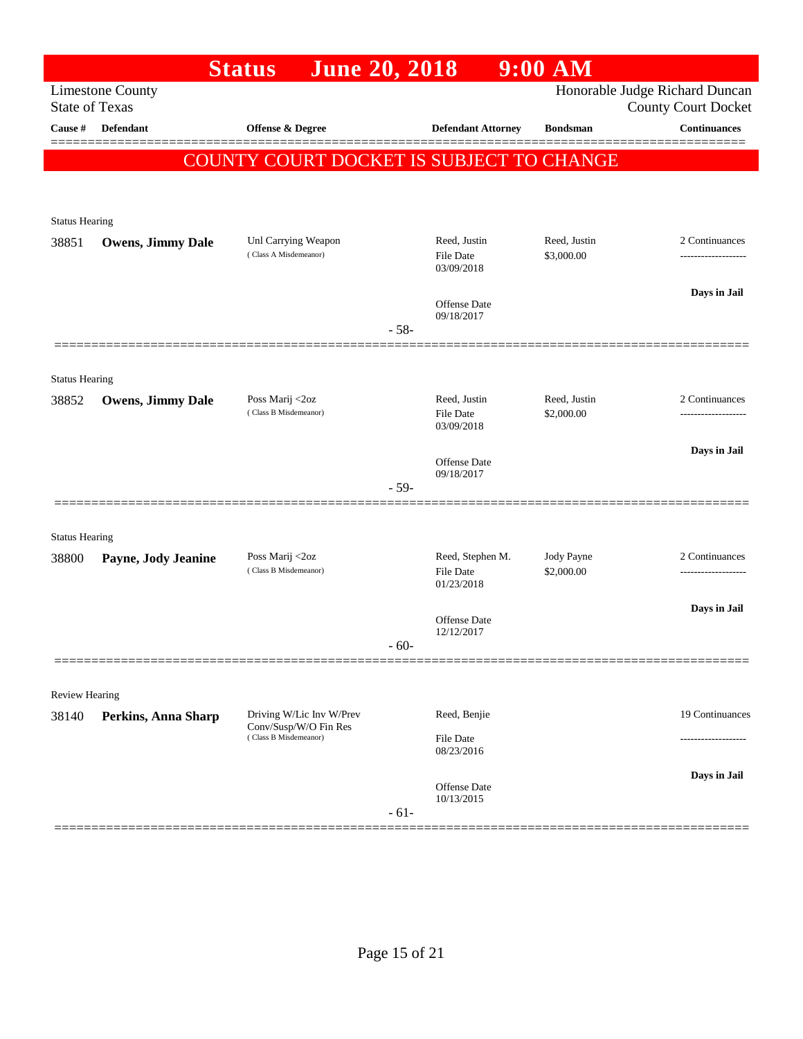# Status June 20, 2018 9:00 AM

Limestone County
State of Texas

Honorable Judge Richard Duncan
County Court Docket

| Cause # | Defendant | Offense & Degree | Defendant Attorney | Bondsman | Continuances |
|---|---|---|---|---|---|

**COUNTY COURT DOCKET IS SUBJECT TO CHANGE**

---

Status Hearing

| Cause # | Defendant | Offense & Degree | Defendant Attorney | Bondsman | Continuances |
|---|---|---|---|---|---|
| 38851 | **Owens, Jimmy Dale** | Unl Carrying Weapon (Class A Misdemeanor) | Reed, Justin<br>File Date 03/09/2018<br>Offense Date 09/18/2017 | Reed, Justin<br>$3,000.00 | 2 Continuances<br>-------------------<br>**Days in Jail** |

- 58-

---

Status Hearing

| Cause # | Defendant | Offense & Degree | Defendant Attorney | Bondsman | Continuances |
|---|---|---|---|---|---|
| 38852 | **Owens, Jimmy Dale** | Poss Marij <2oz (Class B Misdemeanor) | Reed, Justin<br>File Date 03/09/2018<br>Offense Date 09/18/2017 | Reed, Justin<br>$2,000.00 | 2 Continuances<br>-------------------<br>**Days in Jail** |

- 59-

---

Status Hearing

| Cause # | Defendant | Offense & Degree | Defendant Attorney | Bondsman | Continuances |
|---|---|---|---|---|---|
| 38800 | **Payne, Jody Jeanine** | Poss Marij <2oz (Class B Misdemeanor) | Reed, Stephen M.<br>File Date 01/23/2018<br>Offense Date 12/12/2017 | Jody Payne<br>$2,000.00 | 2 Continuances<br>-------------------<br>**Days in Jail** |

- 60-

---

Review Hearing

| Cause # | Defendant | Offense & Degree | Defendant Attorney | Bondsman | Continuances |
|---|---|---|---|---|---|
| 38140 | **Perkins, Anna Sharp** | Driving W/Lic Inv W/Prev Conv/Susp/W/O Fin Res (Class B Misdemeanor) | Reed, Benjie<br>File Date 08/23/2016<br>Offense Date 10/13/2015 | | 19 Continuances<br>-------------------<br>**Days in Jail** |

- 61-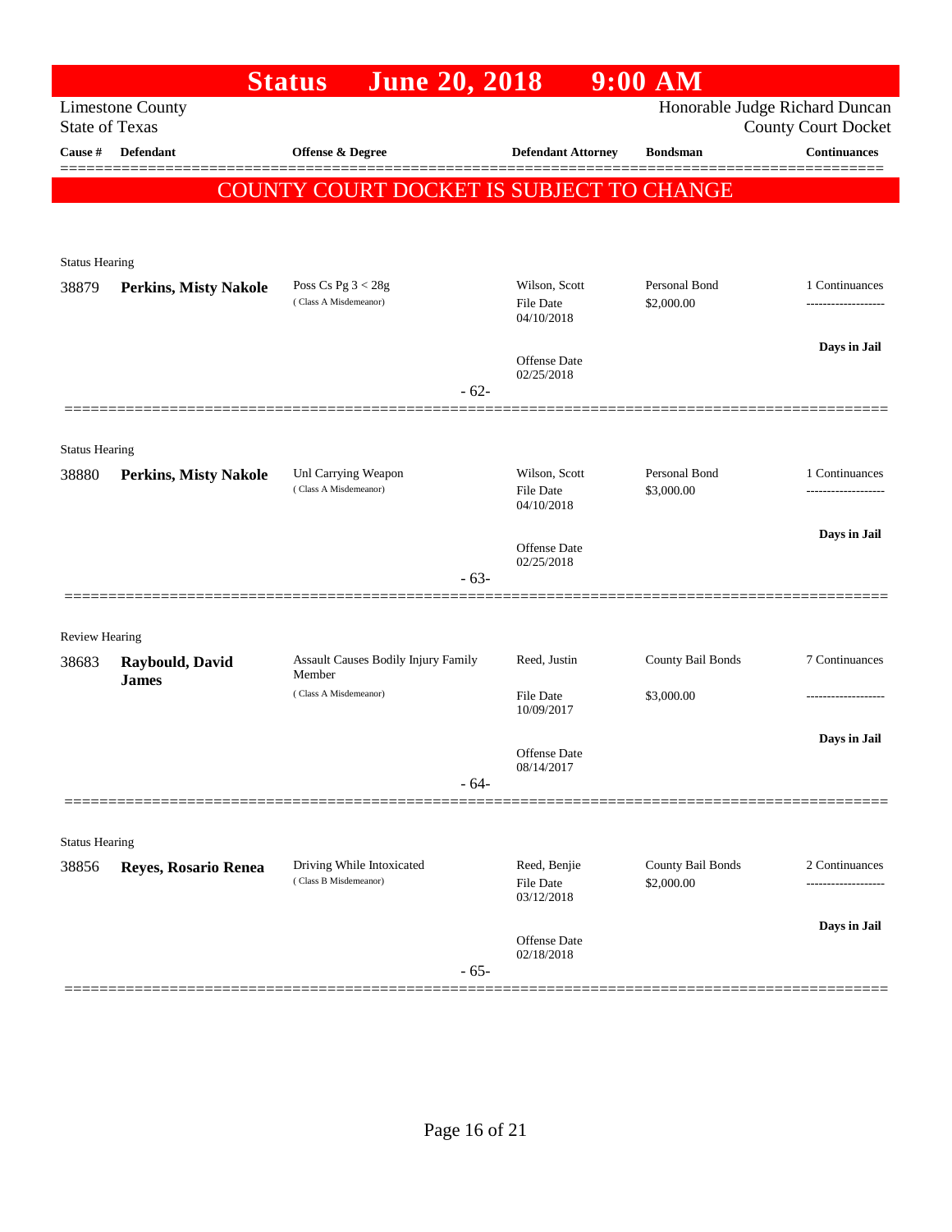# Status June 20, 2018 9:00 AM

Limestone County
State of Texas

Honorable Judge Richard Duncan
County Court Docket

**COUNTY COURT DOCKET IS SUBJECT TO CHANGE**

| Cause # | Defendant | Offense & Degree | Defendant Attorney | Bondsman | Continuances |
|---|---|---|---|---|---|
| **Status Hearing** | | | | | |
| 38879 | **Perkins, Misty Nakole** | Poss Cs Pg 3 < 28g (Class A Misdemeanor) | Wilson, Scott<br>File Date 04/10/2018<br>Offense Date 02/25/2018 | Personal Bond<br>$2,000.00 | 1 Continuances<br>-------------------<br>**Days in Jail** |
| | | - 62- | | | |
| **Status Hearing** | | | | | |
| 38880 | **Perkins, Misty Nakole** | Unl Carrying Weapon (Class A Misdemeanor) | Wilson, Scott<br>File Date 04/10/2018<br>Offense Date 02/25/2018 | Personal Bond<br>$3,000.00 | 1 Continuances<br>-------------------<br>**Days in Jail** |
| | | - 63- | | | |
| **Review Hearing** | | | | | |
| 38683 | **Raybould, David James** | Assault Causes Bodily Injury Family Member (Class A Misdemeanor) | Reed, Justin<br>File Date 10/09/2017<br>Offense Date 08/14/2017 | County Bail Bonds<br>$3,000.00 | 7 Continuances<br>-------------------<br>**Days in Jail** |
| | | - 64- | | | |
| **Status Hearing** | | | | | |
| 38856 | **Reyes, Rosario Renea** | Driving While Intoxicated (Class B Misdemeanor) | Reed, Benjie<br>File Date 03/12/2018<br>Offense Date 02/18/2018 | County Bail Bonds<br>$2,000.00 | 2 Continuances<br>-------------------<br>**Days in Jail** |
| | | - 65- | | | |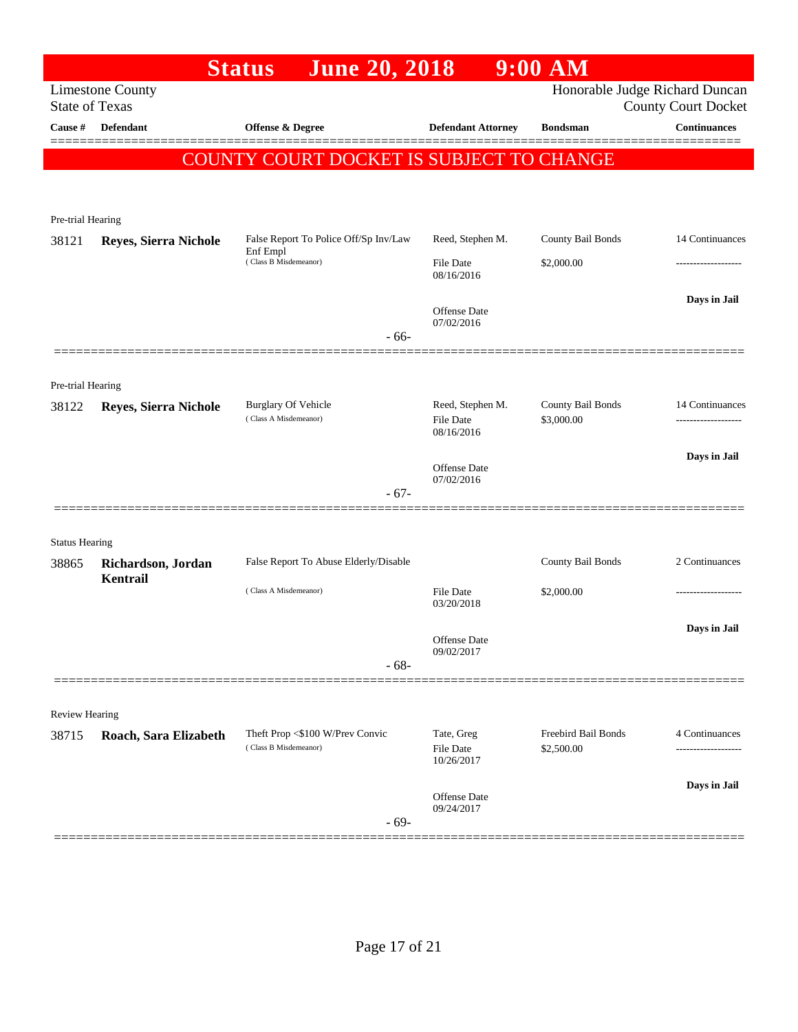# Status June 20, 2018 9:00 AM

Limestone County
State of Texas

Honorable Judge Richard Duncan
County Court Docket

**COUNTY COURT DOCKET IS SUBJECT TO CHANGE**

| Cause # | Defendant | Offense & Degree | Defendant Attorney | Bondsman | Continuances |
|---|---|---|---|---|---|
| **Pre-trial Hearing** | | | | | |
| 38121 | **Reyes, Sierra Nichole** | False Report To Police Off/Sp Inv/Law Enf Empl (Class B Misdemeanor) | Reed, Stephen M. File Date 08/16/2016 Offense Date 07/02/2016 | County Bail Bonds $2,000.00 | 14 Continuances ------------------- **Days in Jail** |
| | | - 66- | | | |
| **Pre-trial Hearing** | | | | | |
| 38122 | **Reyes, Sierra Nichole** | Burglary Of Vehicle (Class A Misdemeanor) | Reed, Stephen M. File Date 08/16/2016 Offense Date 07/02/2016 | County Bail Bonds $3,000.00 | 14 Continuances ------------------- **Days in Jail** |
| | | - 67- | | | |
| **Status Hearing** | | | | | |
| 38865 | **Richardson, Jordan Kentrail** | False Report To Abuse Elderly/Disable (Class A Misdemeanor) | File Date 03/20/2018 Offense Date 09/02/2017 | County Bail Bonds $2,000.00 | 2 Continuances ------------------- **Days in Jail** |
| | | - 68- | | | |
| **Review Hearing** | | | | | |
| 38715 | **Roach, Sara Elizabeth** | Theft Prop <$100 W/Prev Convic (Class B Misdemeanor) | Tate, Greg File Date 10/26/2017 Offense Date 09/24/2017 | Freebird Bail Bonds $2,500.00 | 4 Continuances ------------------- **Days in Jail** |
| | | - 69- | | | |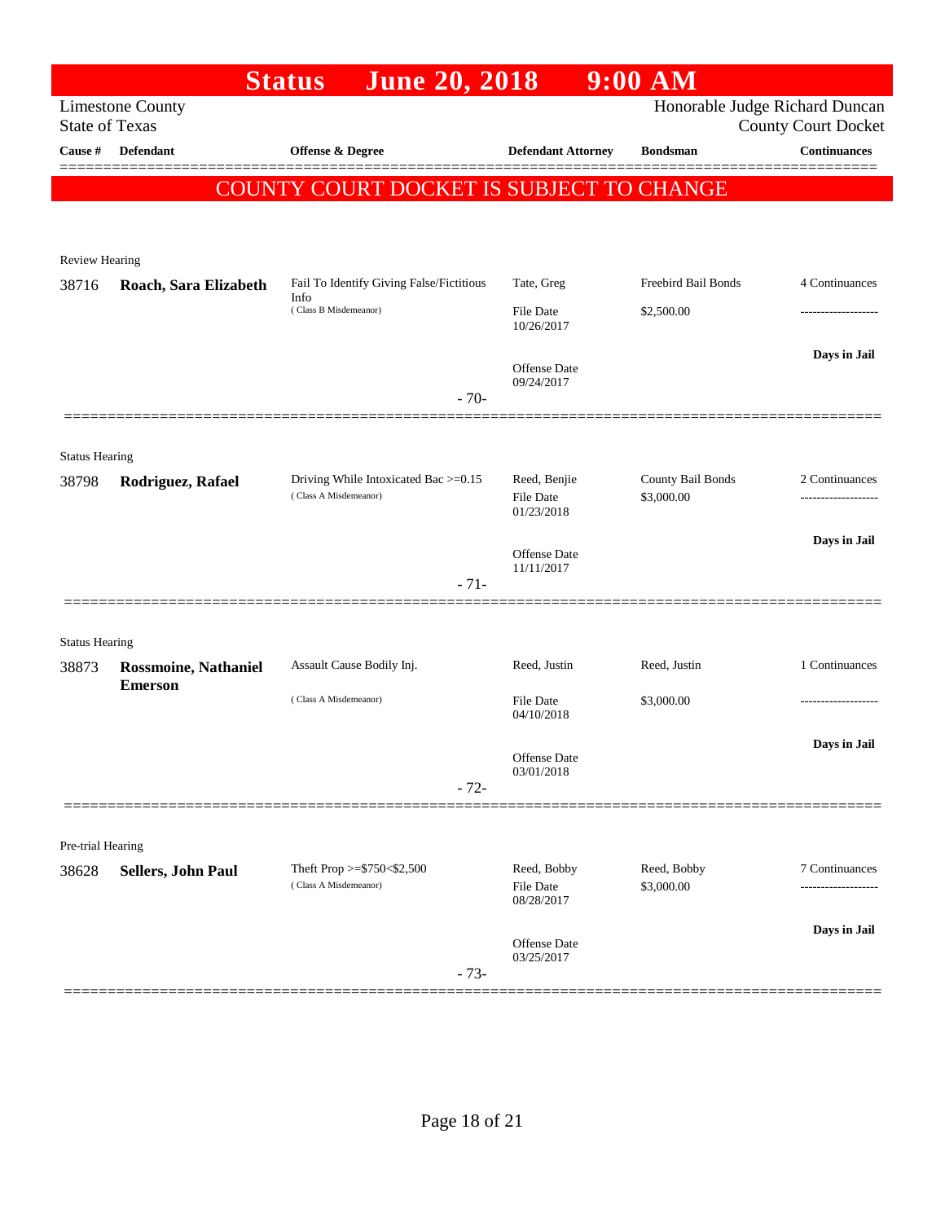# Status June 20, 2018 9:00 AM

Limestone County
State of Texas

Honorable Judge Richard Duncan
County Court Docket

| Cause # | Defendant | Offense & Degree | Defendant Attorney | Bondsman | Continuances |
|---|---|---|---|---|---|

**COUNTY COURT DOCKET IS SUBJECT TO CHANGE**

Review Hearing

| Cause # | Defendant | Offense & Degree | Defendant Attorney | Bondsman | Continuances |
|---|---|---|---|---|---|
| 38716 | **Roach, Sara Elizabeth** | Fail To Identify Giving False/Fictitious Info (Class B Misdemeanor) | Tate, Greg | Freebird Bail Bonds | 4 Continuances |
| | | | File Date 10/26/2017 | $2,500.00 | ------------------- |
| | | | Offense Date 09/24/2017 | | **Days in Jail** |

- 70-

Status Hearing

| Cause # | Defendant | Offense & Degree | Defendant Attorney | Bondsman | Continuances |
|---|---|---|---|---|---|
| 38798 | **Rodriguez, Rafael** | Driving While Intoxicated Bac >=0.15 (Class A Misdemeanor) | Reed, Benjie | County Bail Bonds | 2 Continuances |
| | | | File Date 01/23/2018 | $3,000.00 | ------------------- |
| | | | Offense Date 11/11/2017 | | **Days in Jail** |

- 71-

Status Hearing

| Cause # | Defendant | Offense & Degree | Defendant Attorney | Bondsman | Continuances |
|---|---|---|---|---|---|
| 38873 | **Rossmoine, Nathaniel Emerson** | Assault Cause Bodily Inj. (Class A Misdemeanor) | Reed, Justin | Reed, Justin | 1 Continuances |
| | | | File Date 04/10/2018 | $3,000.00 | ------------------- |
| | | | Offense Date 03/01/2018 | | **Days in Jail** |

- 72-

Pre-trial Hearing

| Cause # | Defendant | Offense & Degree | Defendant Attorney | Bondsman | Continuances |
|---|---|---|---|---|---|
| 38628 | **Sellers, John Paul** | Theft Prop >=$750<$2,500 (Class A Misdemeanor) | Reed, Bobby | Reed, Bobby | 7 Continuances |
| | | | File Date 08/28/2017 | $3,000.00 | ------------------- |
| | | | Offense Date 03/25/2017 | | **Days in Jail** |

- 73-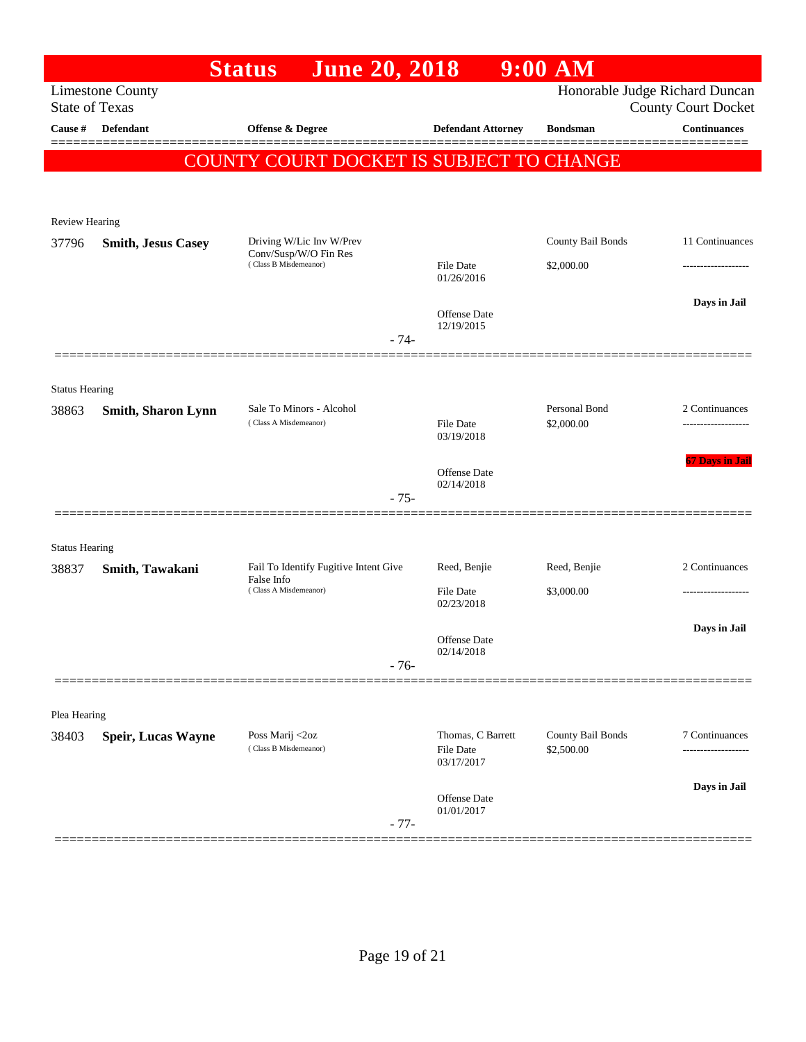# Status June 20, 2018 9:00 AM

Limestone County
State of Texas

Honorable Judge Richard Duncan
County Court Docket

| Cause # | Defendant | Offense & Degree | Defendant Attorney | Bondsman | Continuances |
|---|---|---|---|---|---|

**COUNTY COURT DOCKET IS SUBJECT TO CHANGE**

---

Review Hearing

| Cause # | Defendant | Offense & Degree | Defendant Attorney | Bondsman | Continuances |
|---|---|---|---|---|---|
| 37796 | **Smith, Jesus Casey** | Driving W/Lic Inv W/Prev Conv/Susp/W/O Fin Res (Class B Misdemeanor) | File Date 01/26/2016<br>Offense Date 12/19/2015 | County Bail Bonds<br>$2,000.00 | 11 Continuances<br>-------------------<br>**Days in Jail** |

- 74-

---

Status Hearing

| Cause # | Defendant | Offense & Degree | Defendant Attorney | Bondsman | Continuances |
|---|---|---|---|---|---|
| 38863 | **Smith, Sharon Lynn** | Sale To Minors - Alcohol (Class A Misdemeanor) | File Date 03/19/2018<br>Offense Date 02/14/2018 | Personal Bond<br>$2,000.00 | 2 Continuances<br>-------------------<br>**67 Days in Jail** |

- 75-

---

Status Hearing

| Cause # | Defendant | Offense & Degree | Defendant Attorney | Bondsman | Continuances |
|---|---|---|---|---|---|
| 38837 | **Smith, Tawakani** | Fail To Identify Fugitive Intent Give False Info (Class A Misdemeanor) | Reed, Benjie<br>File Date 02/23/2018<br>Offense Date 02/14/2018 | Reed, Benjie<br>$3,000.00 | 2 Continuances<br>-------------------<br>**Days in Jail** |

- 76-

---

Plea Hearing

| Cause # | Defendant | Offense & Degree | Defendant Attorney | Bondsman | Continuances |
|---|---|---|---|---|---|
| 38403 | **Speir, Lucas Wayne** | Poss Marij <2oz (Class B Misdemeanor) | Thomas, C Barrett<br>File Date 03/17/2017<br>Offense Date 01/01/2017 | County Bail Bonds<br>$2,500.00 | 7 Continuances<br>-------------------<br>**Days in Jail** |

- 77-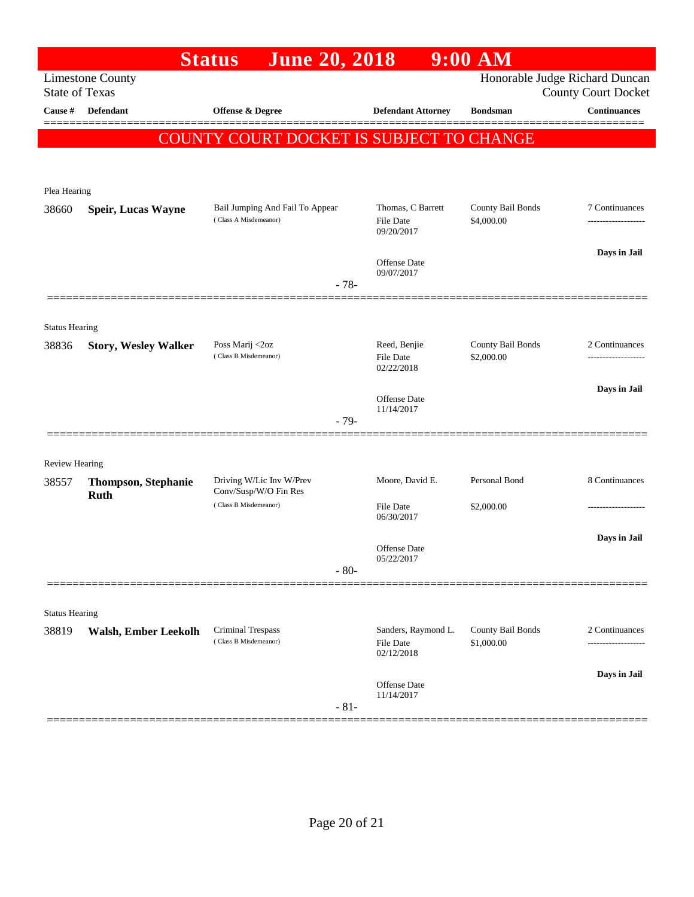# Status June 20, 2018 9:00 AM

Limestone County
State of Texas

Honorable Judge Richard Duncan
County Court Docket

| Cause # | Defendant | Offense & Degree | Defendant Attorney | Bondsman | Continuances |
|---|---|---|---|---|---|

**COUNTY COURT DOCKET IS SUBJECT TO CHANGE**

Plea Hearing

| Cause # | Defendant | Offense & Degree | Defendant Attorney | Bondsman | Continuances |
|---|---|---|---|---|---|
| 38660 | **Speir, Lucas Wayne** | Bail Jumping And Fail To Appear (Class A Misdemeanor) | Thomas, C Barrett<br>File Date 09/20/2017<br>Offense Date 09/07/2017 | County Bail Bonds<br>$4,000.00 | 7 Continuances<br>-------------------<br>**Days in Jail** |

\- 78-

Status Hearing

| Cause # | Defendant | Offense & Degree | Defendant Attorney | Bondsman | Continuances |
|---|---|---|---|---|---|
| 38836 | **Story, Wesley Walker** | Poss Marij <2oz (Class B Misdemeanor) | Reed, Benjie<br>File Date 02/22/2018<br>Offense Date 11/14/2017 | County Bail Bonds<br>$2,000.00 | 2 Continuances<br>-------------------<br>**Days in Jail** |

\- 79-

Review Hearing

| Cause # | Defendant | Offense & Degree | Defendant Attorney | Bondsman | Continuances |
|---|---|---|---|---|---|
| 38557 | **Thompson, Stephanie Ruth** | Driving W/Lic Inv W/Prev Conv/Susp/W/O Fin Res (Class B Misdemeanor) | Moore, David E.<br>File Date 06/30/2017<br>Offense Date 05/22/2017 | Personal Bond<br>$2,000.00 | 8 Continuances<br>-------------------<br>**Days in Jail** |

\- 80-

Status Hearing

| Cause # | Defendant | Offense & Degree | Defendant Attorney | Bondsman | Continuances |
|---|---|---|---|---|---|
| 38819 | **Walsh, Ember Leekolh** | Criminal Trespass (Class B Misdemeanor) | Sanders, Raymond L.<br>File Date 02/12/2018<br>Offense Date 11/14/2017 | County Bail Bonds<br>$1,000.00 | 2 Continuances<br>-------------------<br>**Days in Jail** |

\- 81-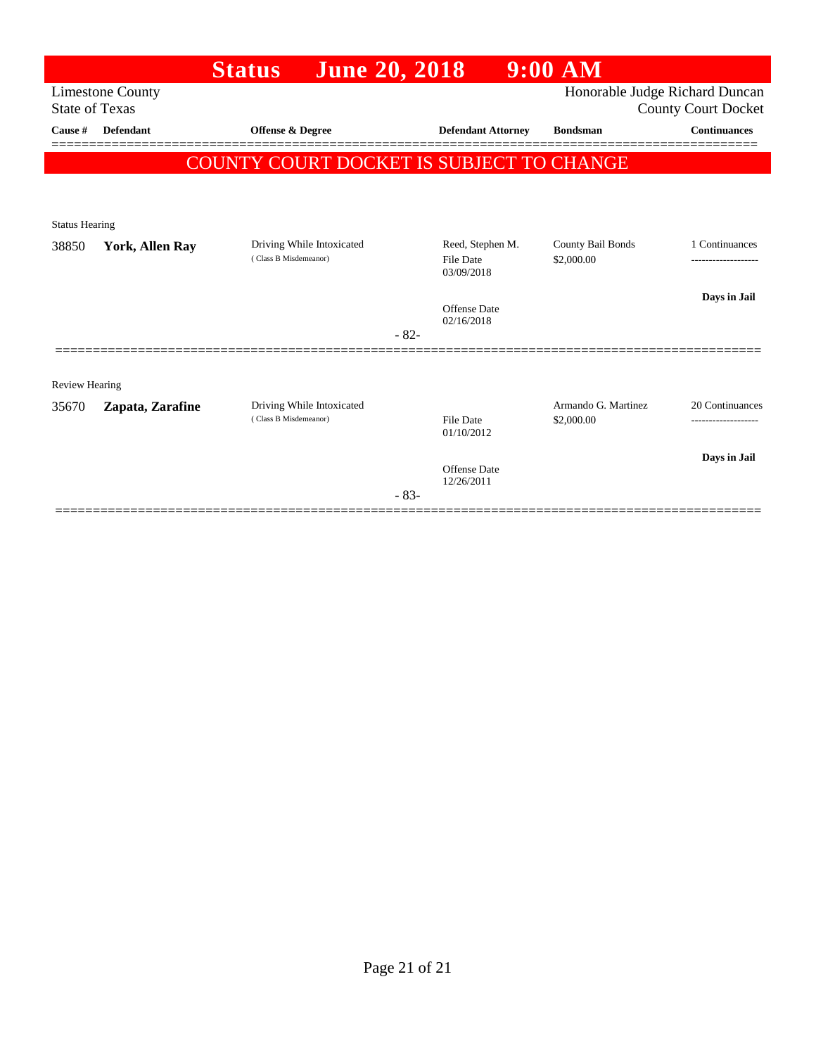# Status June 20, 2018 9:00 AM

Limestone County
State of Texas

Honorable Judge Richard Duncan
County Court Docket

| Cause # | Defendant | Offense & Degree | Defendant Attorney | Bondsman | Continuances |
|---|---|---|---|---|---|

**COUNTY COURT DOCKET IS SUBJECT TO CHANGE**

Status Hearing

| Cause # | Defendant | Offense & Degree | Defendant Attorney | Bondsman | Continuances |
|---|---|---|---|---|---|
| 38850 | **York, Allen Ray** | Driving While Intoxicated (Class B Misdemeanor) | Reed, Stephen M. File Date 03/09/2018 Offense Date 02/16/2018 | County Bail Bonds $2,000.00 | 1 Continuances ------------------- **Days in Jail** |

- 82-

Review Hearing

| Cause # | Defendant | Offense & Degree | Defendant Attorney | Bondsman | Continuances |
|---|---|---|---|---|---|
| 35670 | **Zapata, Zarafine** | Driving While Intoxicated (Class B Misdemeanor) | File Date 01/10/2012 Offense Date 12/26/2011 | Armando G. Martinez $2,000.00 | 20 Continuances ------------------- **Days in Jail** |

- 83-